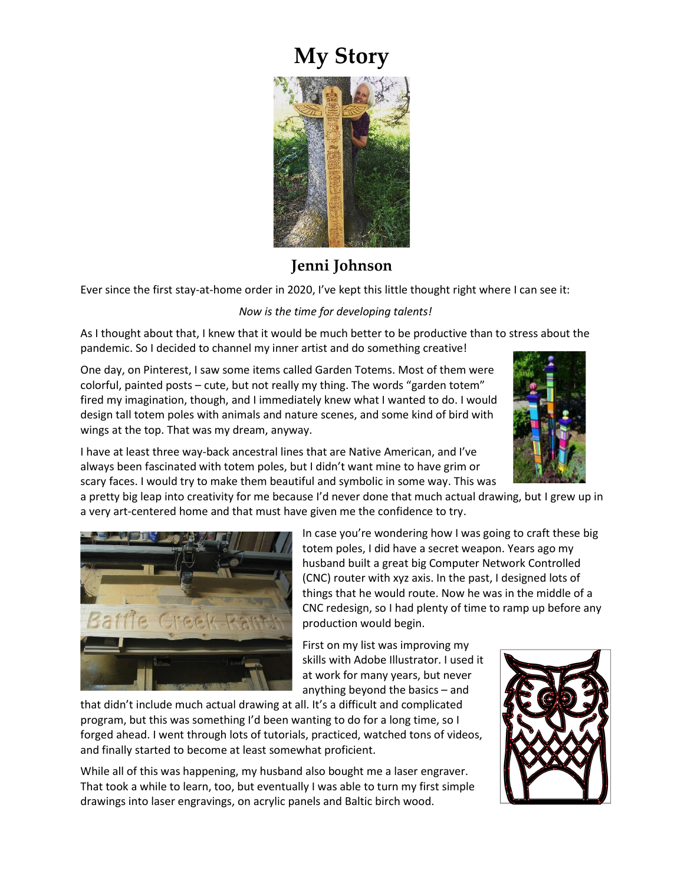# My Story

## Jenni Johnson

Ever since the first stay-at-home order in 2020, I've kept this little thought right where I can see it:

*Now is the time for developing talents!*

As I thought about that, I knew that it would be much better to be productive than to stress about the pandemic. So I decided to channel my inner artist and do something creative!

One day, on Pinterest, I saw some items called Garden Totems. Most of them were colorful, painted posts – cute, but not really my thing. The words "garden totem" fired my imagination, though, and I immediately knew what I wanted to do. I would design tall totem poles with animals and nature scenes, and some kind of bird with wings at the top. That was my dream, anyway.

I have at least three way-back ancestral lines that are Native American, and I've always been fascinated with totem poles, but I didn't want mine to have grim or scary faces. I would try to make them beautiful and symbolic in some way. This was a pretty big leap into creativity for me because I'd never done that much actual drawing, but I grew up in a very art-centered home and that must have given me the confidence to try.

In case you're wondering how I was going to craft these big totem poles, I did have a secret weapon. Years ago my husband built a great big Computer Network Controlled (CNC) router with xyz axis. In the past, I designed lots of things that he would route. Now he was in the middle of a CNC redesign, so I had plenty of time to ramp up before any production would begin.

First on my list was improving my skills with Adobe Illustrator. I used it at work for many years, but never anything beyond the basics – and that didn't include much actual drawing at all. It's a difficult and complicated program, but this was something I'd been wanting to do for a long time, so I forged ahead. I went through lots of tutorials, practiced, watched tons of videos, and finally started to become at least somewhat proficient.

While all of this was happening, my husband also bought me a laser engraver. That took a while to learn, too, but eventually I was able to turn my first simple drawings into laser engravings, on acrylic panels and Baltic birch wood.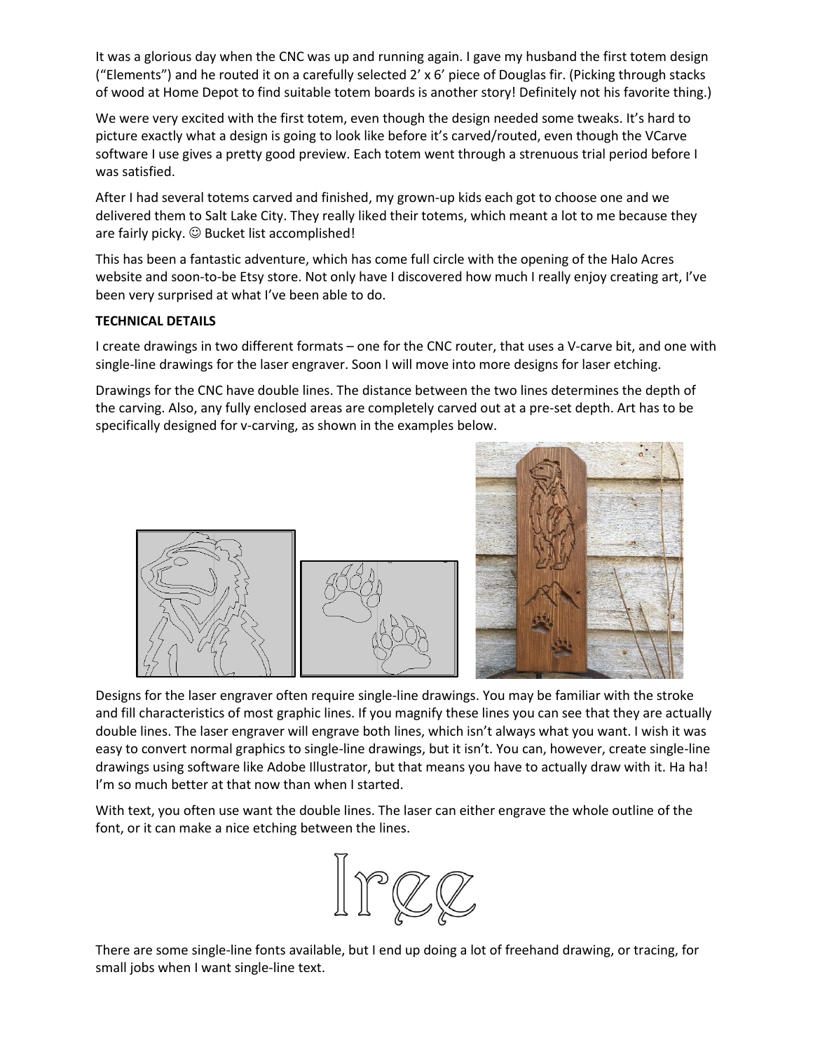It was a glorious day when the CNC was up and running again. I gave my husband the first totem design ("Elements") and he routed it on a carefully selected 2' x 6' piece of Douglas fir. (Picking through stacks of wood at Home Depot to find suitable totem boards is another story! Definitely not his favorite thing.)

We were very excited with the first totem, even though the design needed some tweaks. It's hard to picture exactly what a design is going to look like before it's carved/routed, even though the VCarve software I use gives a pretty good preview. Each totem went through a strenuous trial period before I was satisfied.

After I had several totems carved and finished, my grown-up kids each got to choose one and we delivered them to Salt Lake City. They really liked their totems, which meant a lot to me because they are fairly picky. ☺ Bucket list accomplished!

This has been a fantastic adventure, which has come full circle with the opening of the Halo Acres website and soon-to-be Etsy store. Not only have I discovered how much I really enjoy creating art, I've been very surprised at what I've been able to do.

**TECHNICAL DETAILS**

I create drawings in two different formats – one for the CNC router, that uses a V-carve bit, and one with single-line drawings for the laser engraver. Soon I will move into more designs for laser etching.

Drawings for the CNC have double lines. The distance between the two lines determines the depth of the carving. Also, any fully enclosed areas are completely carved out at a pre-set depth. Art has to be specifically designed for v-carving, as shown in the examples below.

Designs for the laser engraver often require single-line drawings. You may be familiar with the stroke and fill characteristics of most graphic lines. If you magnify these lines you can see that they are actually double lines. The laser engraver will engrave both lines, which isn't always what you want. I wish it was easy to convert normal graphics to single-line drawings, but it isn't. You can, however, create single-line drawings using software like Adobe Illustrator, but that means you have to actually draw with it. Ha ha! I'm so much better at that now than when I started.

With text, you often use want the double lines. The laser can either engrave the whole outline of the font, or it can make a nice etching between the lines.

Iree

There are some single-line fonts available, but I end up doing a lot of freehand drawing, or tracing, for small jobs when I want single-line text.